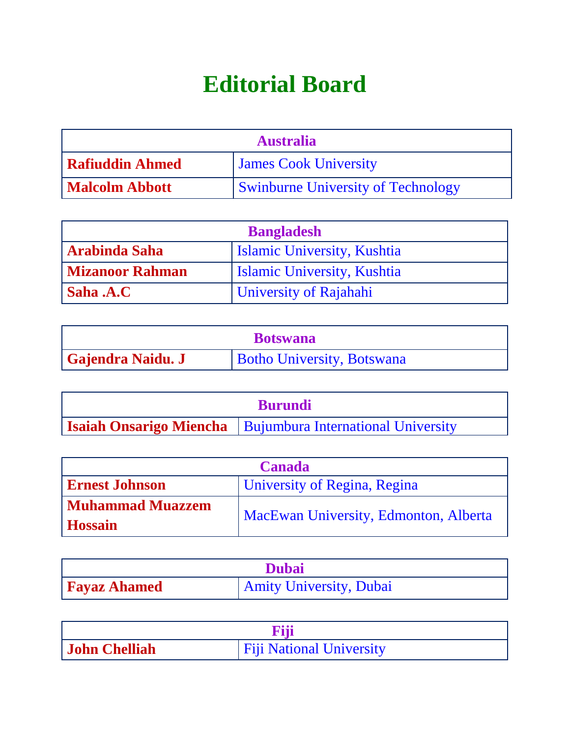# Editorial Board

| Australia | |
|---|---|
| **Rafiuddin Ahmed** | James Cook University |
| **Malcolm Abbott** | Swinburne University of Technology |

| Bangladesh | |
|---|---|
| **Arabinda Saha** | Islamic University, Kushtia |
| **Mizanoor Rahman** | Islamic University, Kushtia |
| **Saha .A.C** | University of Rajahahi |

| Botswana | |
|---|---|
| **Gajendra Naidu. J** | Botho University, Botswana |

| Burundi | |
|---|---|
| **Isaiah Onsarigo Miencha** | Bujumbura International University |

| Canada | |
|---|---|
| **Ernest Johnson** | University of Regina, Regina |
| **Muhammad Muazzem Hossain** | MacEwan University, Edmonton, Alberta |

| Dubai | |
|---|---|
| **Fayaz Ahamed** | Amity University, Dubai |

| Fiji | |
|---|---|
| **John Chelliah** | Fiji National University |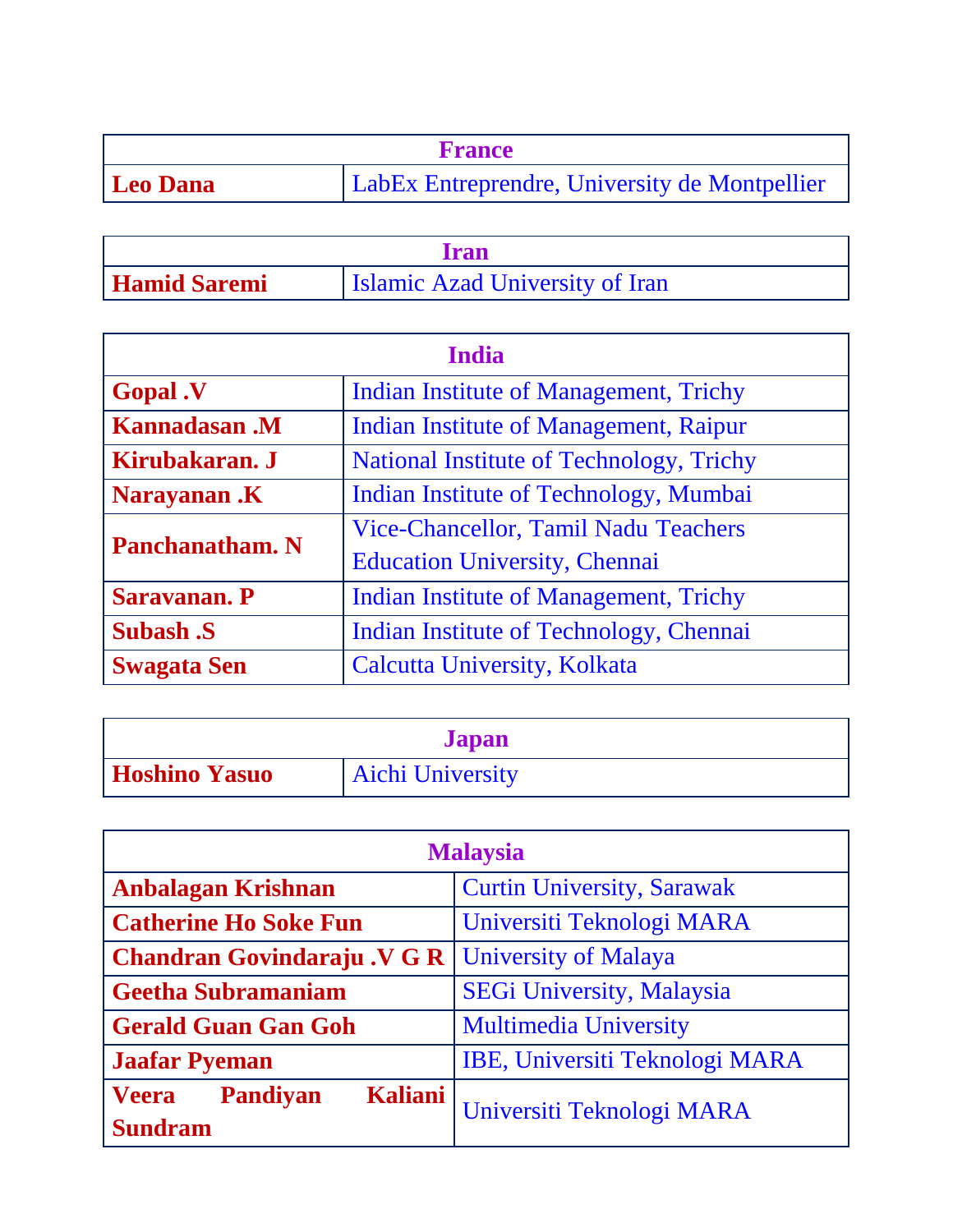| France | |
|---|---|
| **Leo Dana** | LabEx Entreprendre, University de Montpellier |

| Iran | |
|---|---|
| **Hamid Saremi** | Islamic Azad University of Iran |

| India | |
|---|---|
| **Gopal .V** | Indian Institute of Management, Trichy |
| **Kannadasan .M** | Indian Institute of Management, Raipur |
| **Kirubakaran. J** | National Institute of Technology, Trichy |
| **Narayanan .K** | Indian Institute of Technology, Mumbai |
| **Panchanatham. N** | Vice-Chancellor, Tamil Nadu Teachers Education University, Chennai |
| **Saravanan. P** | Indian Institute of Management, Trichy |
| **Subash .S** | Indian Institute of Technology, Chennai |
| **Swagata Sen** | Calcutta University, Kolkata |

| Japan | |
|---|---|
| **Hoshino Yasuo** | Aichi University |

| Malaysia | |
|---|---|
| **Anbalagan Krishnan** | Curtin University, Sarawak |
| **Catherine Ho Soke Fun** | Universiti Teknologi MARA |
| **Chandran Govindaraju .V G R** | University of Malaya |
| **Geetha Subramaniam** | SEGi University, Malaysia |
| **Gerald Guan Gan Goh** | Multimedia University |
| **Jaafar Pyeman** | IBE, Universiti Teknologi MARA |
| **Veera Pandiyan Kaliani Sundram** | Universiti Teknologi MARA |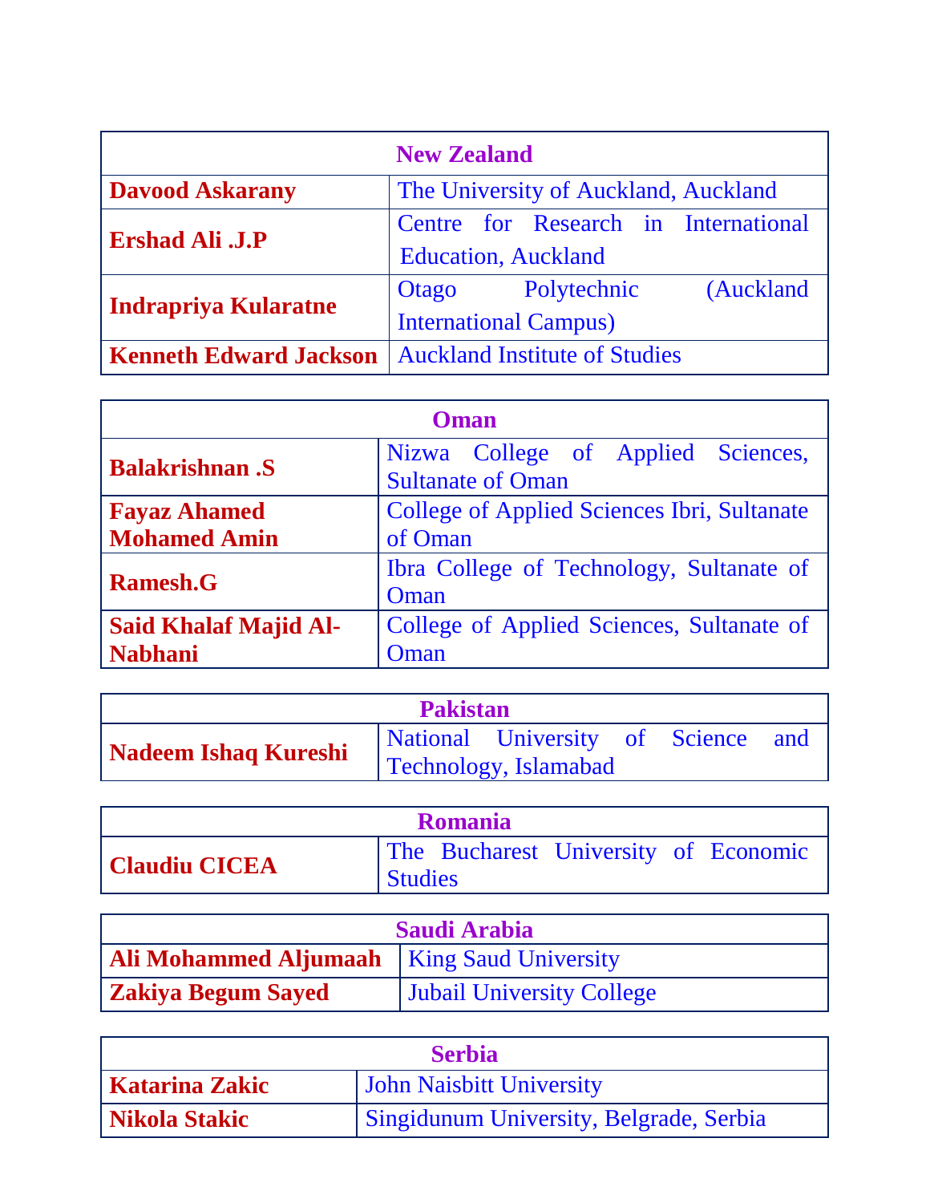| New Zealand | |
|---|---|
| **Davood Askarany** | The University of Auckland, Auckland |
| **Ershad Ali .J.P** | Centre for Research in International Education, Auckland |
| **Indrapriya Kularatne** | Otago Polytechnic (Auckland International Campus) |
| **Kenneth Edward Jackson** | Auckland Institute of Studies |

| Oman | |
|---|---|
| **Balakrishnan .S** | Nizwa College of Applied Sciences, Sultanate of Oman |
| **Fayaz Ahamed Mohamed Amin** | College of Applied Sciences Ibri, Sultanate of Oman |
| **Ramesh.G** | Ibra College of Technology, Sultanate of Oman |
| **Said Khalaf Majid Al-Nabhani** | College of Applied Sciences, Sultanate of Oman |

| Pakistan | |
|---|---|
| **Nadeem Ishaq Kureshi** | National University of Science and Technology, Islamabad |

| Romania | |
|---|---|
| **Claudiu CICEA** | The Bucharest University of Economic Studies |

| Saudi Arabia | |
|---|---|
| **Ali Mohammed Aljumaah** | King Saud University |
| **Zakiya Begum Sayed** | Jubail University College |

| Serbia | |
|---|---|
| **Katarina Zakic** | John Naisbitt University |
| **Nikola Stakic** | Singidunum University, Belgrade, Serbia |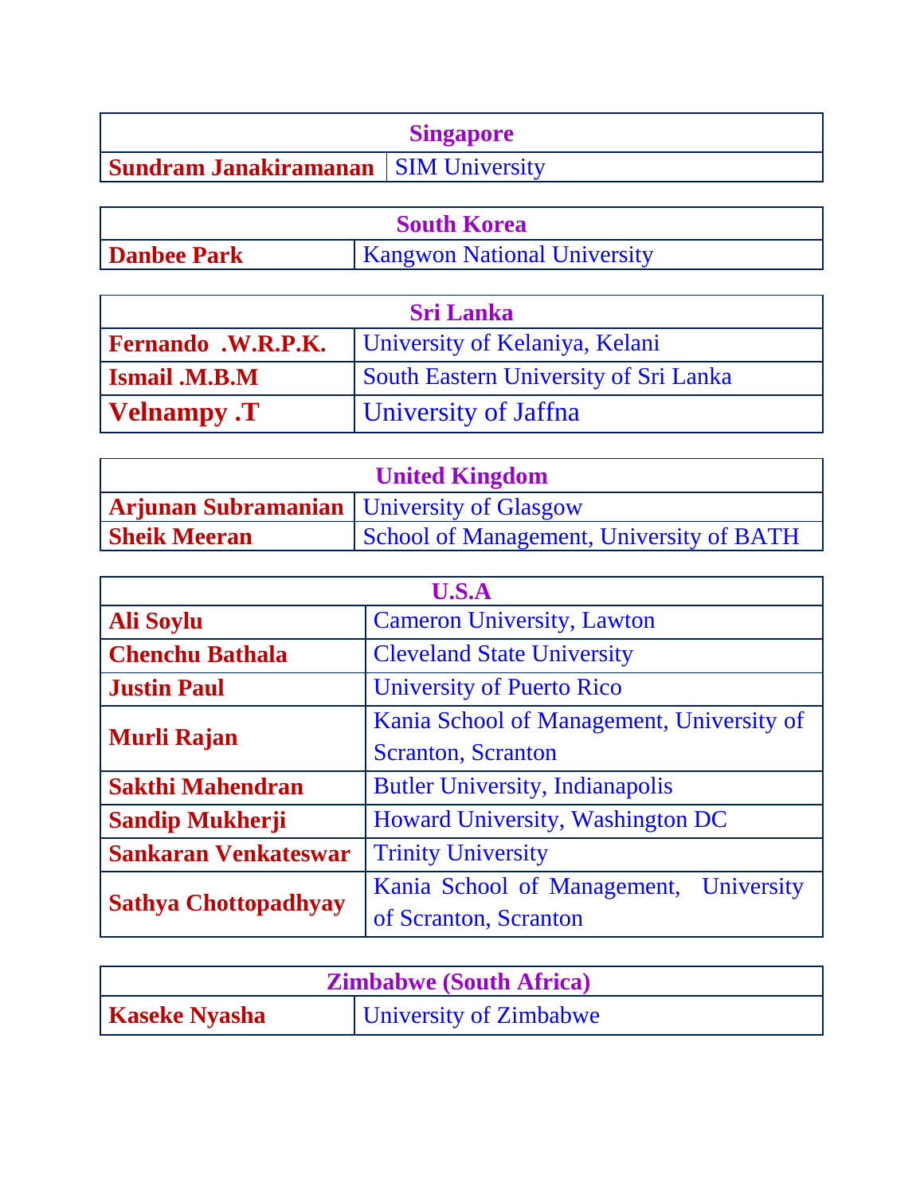| Singapore | |
|---|---|
| **Sundram Janakiramanan** | SIM University |

| South Korea | |
|---|---|
| **Danbee Park** | Kangwon National University |

| Sri Lanka | |
|---|---|
| **Fernando .W.R.P.K.** | University of Kelaniya, Kelani |
| **Ismail .M.B.M** | South Eastern University of Sri Lanka |
| **Velnampy .T** | University of Jaffna |

| United Kingdom | |
|---|---|
| **Arjunan Subramanian** | University of Glasgow |
| **Sheik Meeran** | School of Management, University of BATH |

| U.S.A | |
|---|---|
| **Ali Soylu** | Cameron University, Lawton |
| **Chenchu Bathala** | Cleveland State University |
| **Justin Paul** | University of Puerto Rico |
| **Murli Rajan** | Kania School of Management, University of Scranton, Scranton |
| **Sakthi Mahendran** | Butler University, Indianapolis |
| **Sandip Mukherji** | Howard University, Washington DC |
| **Sankaran Venkateswar** | Trinity University |
| **Sathya Chottopadhyay** | Kania School of Management, University of Scranton, Scranton |

| Zimbabwe (South Africa) | |
|---|---|
| **Kaseke Nyasha** | University of Zimbabwe |